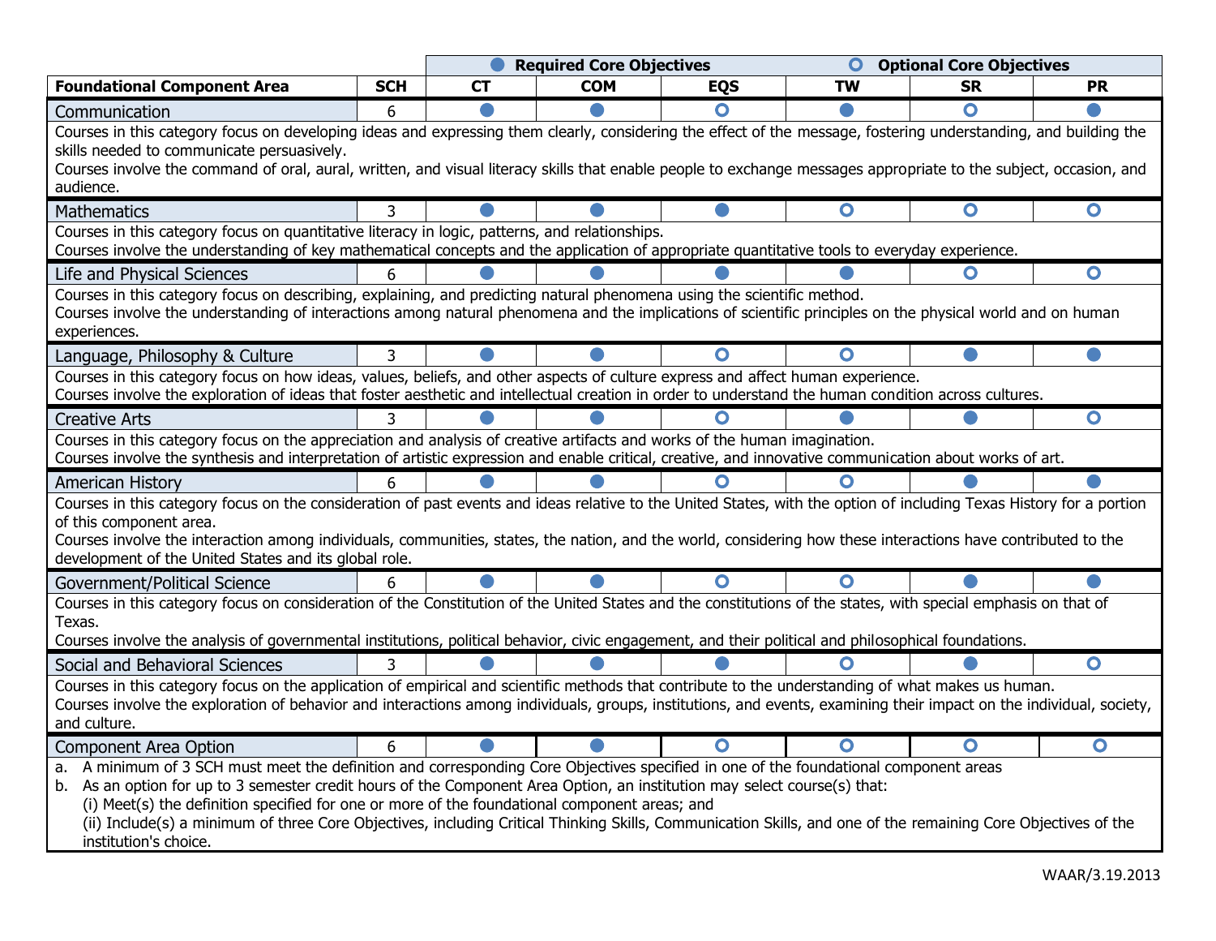| | | Required Core Objectives | | | Optional Core Objectives | | |
|---|---|---|---|---|---|---|---|
| **Foundational Component Area** | **SCH** | **CT** | **COM** | **EQS** | **TW** | **SR** | **PR** |
| Communication | 6 | ● | ● | ○ | ● | ○ | ● |
| Courses in this category focus on developing ideas and expressing them clearly, considering the effect of the message, fostering understanding, and building the skills needed to communicate persuasively. Courses involve the command of oral, aural, written, and visual literacy skills that enable people to exchange messages appropriate to the subject, occasion, and audience. | | | | | | | |
| Mathematics | 3 | ● | ● | ● | ○ | ○ | ○ |
| Courses in this category focus on quantitative literacy in logic, patterns, and relationships. Courses involve the understanding of key mathematical concepts and the application of appropriate quantitative tools to everyday experience. | | | | | | | |
| Life and Physical Sciences | 6 | ● | ● | ● | ● | ○ | ○ |
| Courses in this category focus on describing, explaining, and predicting natural phenomena using the scientific method. Courses involve the understanding of interactions among natural phenomena and the implications of scientific principles on the physical world and on human experiences. | | | | | | | |
| Language, Philosophy & Culture | 3 | ● | ● | ○ | ○ | ● | ● |
| Courses in this category focus on how ideas, values, beliefs, and other aspects of culture express and affect human experience. Courses involve the exploration of ideas that foster aesthetic and intellectual creation in order to understand the human condition across cultures. | | | | | | | |
| Creative Arts | 3 | ● | ● | ○ | ● | ● | ○ |
| Courses in this category focus on the appreciation and analysis of creative artifacts and works of the human imagination. Courses involve the synthesis and interpretation of artistic expression and enable critical, creative, and innovative communication about works of art. | | | | | | | |
| American History | 6 | ● | ● | ○ | ○ | ● | ● |
| Courses in this category focus on the consideration of past events and ideas relative to the United States, with the option of including Texas History for a portion of this component area. Courses involve the interaction among individuals, communities, states, the nation, and the world, considering how these interactions have contributed to the development of the United States and its global role. | | | | | | | |
| Government/Political Science | 6 | ● | ● | ○ | ○ | ● | ● |
| Courses in this category focus on consideration of the Constitution of the United States and the constitutions of the states, with special emphasis on that of Texas. Courses involve the analysis of governmental institutions, political behavior, civic engagement, and their political and philosophical foundations. | | | | | | | |
| Social and Behavioral Sciences | 3 | ● | ● | ● | ○ | ● | ○ |
| Courses in this category focus on the application of empirical and scientific methods that contribute to the understanding of what makes us human. Courses involve the exploration of behavior and interactions among individuals, groups, institutions, and events, examining their impact on the individual, society, and culture. | | | | | | | |
| Component Area Option | 6 | ● | ● | ○ | ○ | ○ | ○ |
| a. A minimum of 3 SCH must meet the definition and corresponding Core Objectives specified in one of the foundational component areas<br>b. As an option for up to 3 semester credit hours of the Component Area Option, an institution may select course(s) that:<br>(i) Meet(s) the definition specified for one or more of the foundational component areas; and<br>(ii) Include(s) a minimum of three Core Objectives, including Critical Thinking Skills, Communication Skills, and one of the remaining Core Objectives of the institution's choice. | | | | | | | |

WAAR/3.19.2013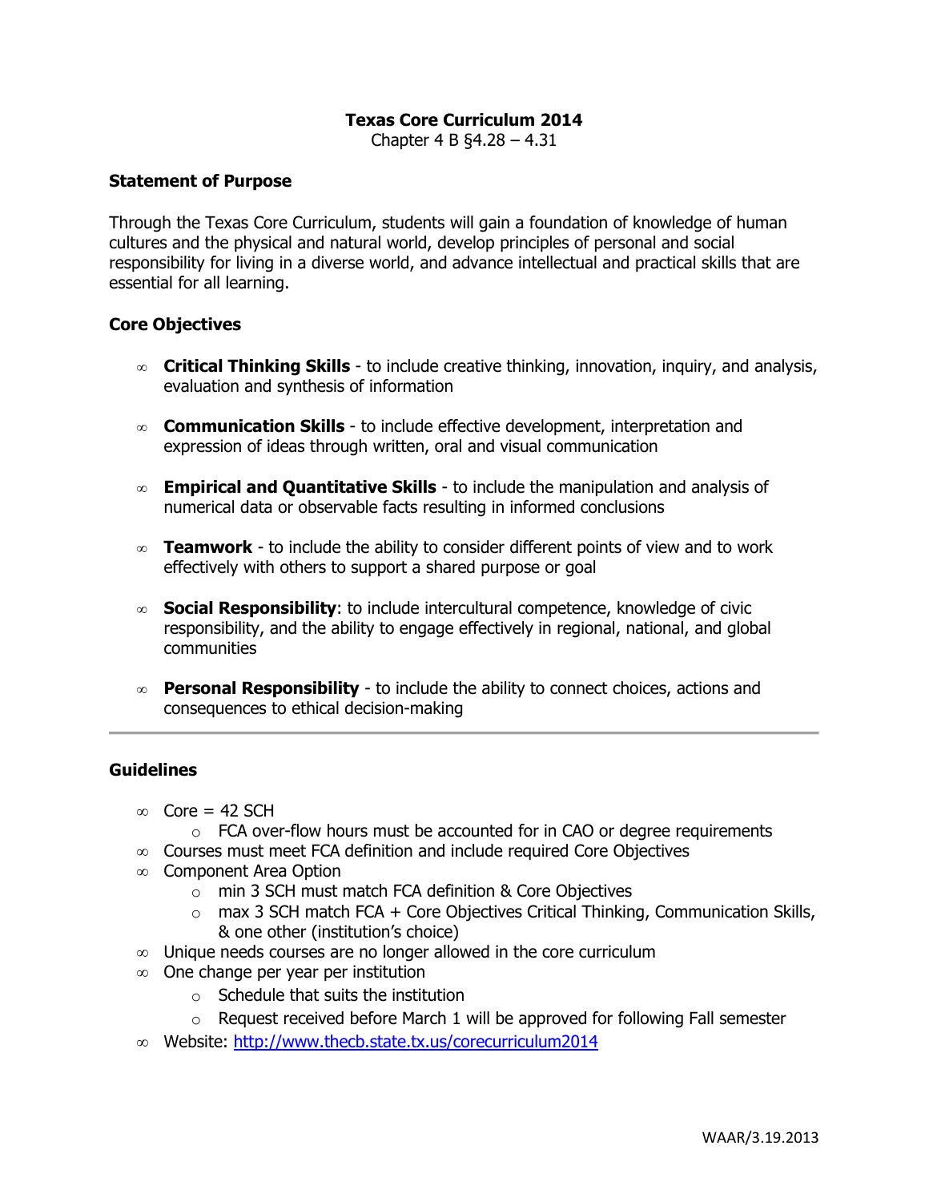**Texas Core Curriculum 2014**

Chapter 4 B §4.28 – 4.31

**Statement of Purpose**

Through the Texas Core Curriculum, students will gain a foundation of knowledge of human cultures and the physical and natural world, develop principles of personal and social responsibility for living in a diverse world, and advance intellectual and practical skills that are essential for all learning.

**Core Objectives**

- **Critical Thinking Skills** - to include creative thinking, innovation, inquiry, and analysis, evaluation and synthesis of information
- **Communication Skills** - to include effective development, interpretation and expression of ideas through written, oral and visual communication
- **Empirical and Quantitative Skills** - to include the manipulation and analysis of numerical data or observable facts resulting in informed conclusions
- **Teamwork** - to include the ability to consider different points of view and to work effectively with others to support a shared purpose or goal
- **Social Responsibility**: to include intercultural competence, knowledge of civic responsibility, and the ability to engage effectively in regional, national, and global communities
- **Personal Responsibility** - to include the ability to connect choices, actions and consequences to ethical decision-making

---

**Guidelines**

- Core = 42 SCH
  - FCA over-flow hours must be accounted for in CAO or degree requirements
- Courses must meet FCA definition and include required Core Objectives
- Component Area Option
  - min 3 SCH must match FCA definition & Core Objectives
  - max 3 SCH match FCA + Core Objectives Critical Thinking, Communication Skills, & one other (institution's choice)
- Unique needs courses are no longer allowed in the core curriculum
- One change per year per institution
  - Schedule that suits the institution
  - Request received before March 1 will be approved for following Fall semester
- Website: http://www.thecb.state.tx.us/corecurriculum2014

WAAR/3.19.2013